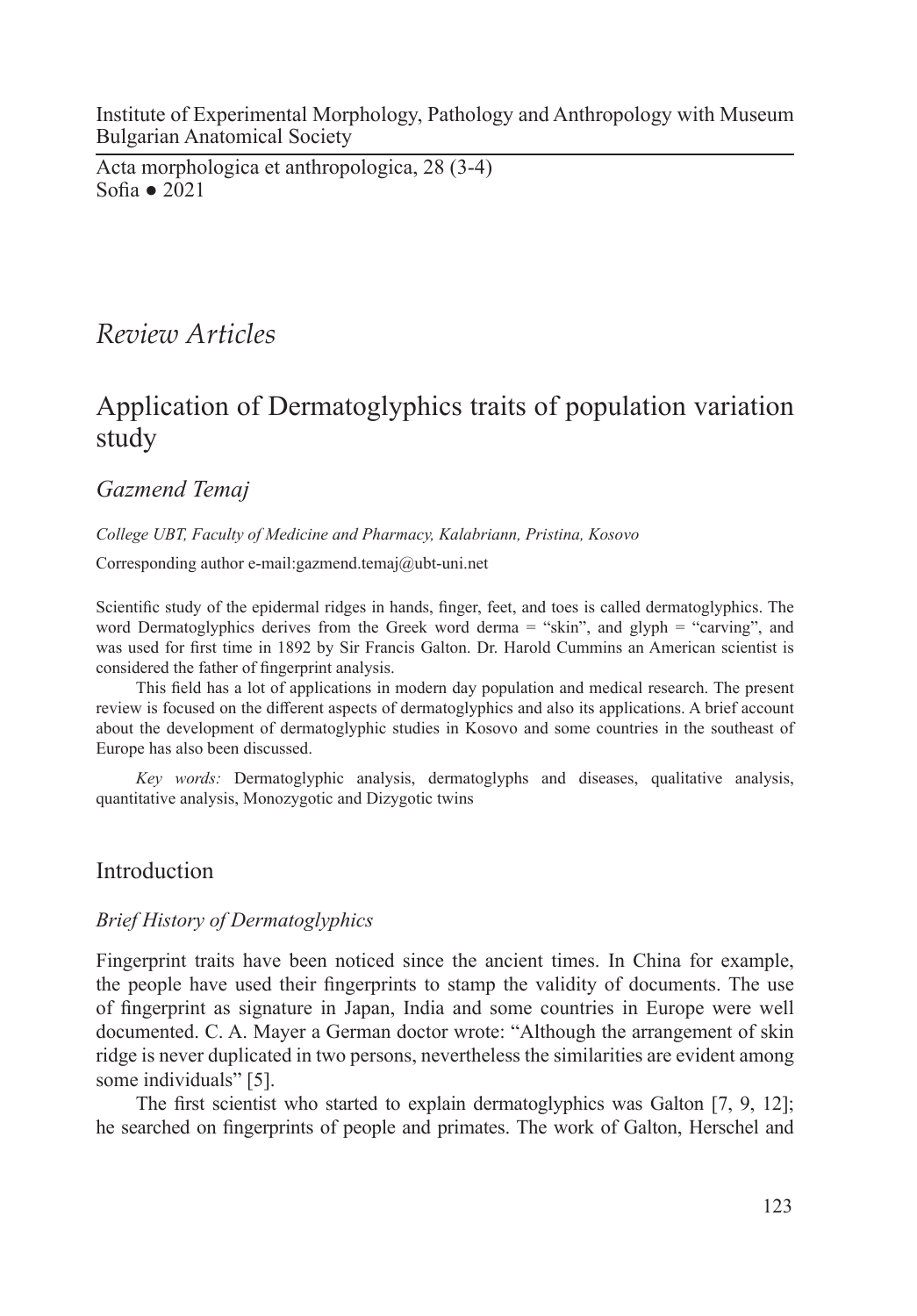Institute of Experimental Morphology, Pathology and Anthropology with Museum
Bulgarian Anatomical Society

Acta morphologica et anthropologica, 28 (3-4)
Sofia ● 2021

*Review Articles*

# Application of Dermatoglyphics traits of population variation study

*Gazmend Temaj*

*College UBT, Faculty of Medicine and Pharmacy, Kalabriann, Pristina, Kosovo*

Corresponding author e-mail:gazmend.temaj@ubt-uni.net

Scientific study of the epidermal ridges in hands, finger, feet, and toes is called dermatoglyphics. The word Dermatoglyphics derives from the Greek word derma = "skin", and glyph = "carving", and was used for first time in 1892 by Sir Francis Galton. Dr. Harold Cummins an American scientist is considered the father of fingerprint analysis.

This field has a lot of applications in modern day population and medical research. The present review is focused on the different aspects of dermatoglyphics and also its applications. A brief account about the development of dermatoglyphic studies in Kosovo and some countries in the southeast of Europe has also been discussed.

*Key words:* Dermatoglyphic analysis, dermatoglyphs and diseases, qualitative analysis, quantitative analysis, Monozygotic and Dizygotic twins

## Introduction

### *Brief History of Dermatoglyphics*

Fingerprint traits have been noticed since the ancient times. In China for example, the people have used their fingerprints to stamp the validity of documents. The use of fingerprint as signature in Japan, India and some countries in Europe were well documented. C. A. Mayer a German doctor wrote: "Although the arrangement of skin ridge is never duplicated in two persons, nevertheless the similarities are evident among some individuals" [5].

The first scientist who started to explain dermatoglyphics was Galton [7, 9, 12]; he searched on fingerprints of people and primates. The work of Galton, Herschel and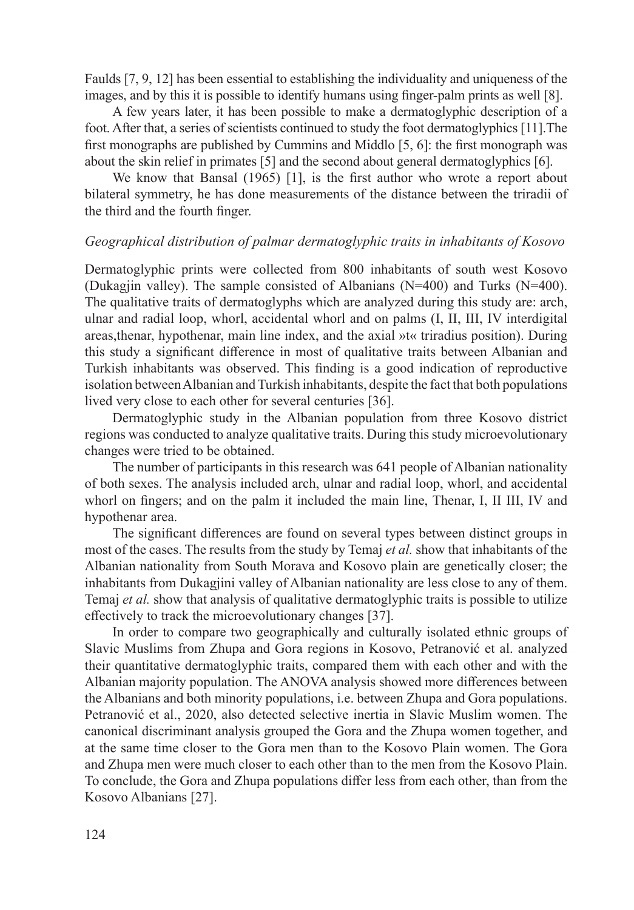Faulds [7, 9, 12] has been essential to establishing the individuality and uniqueness of the images, and by this it is possible to identify humans using finger-palm prints as well [8].

A few years later, it has been possible to make a dermatoglyphic description of a foot. After that, a series of scientists continued to study the foot dermatoglyphics [11].The first monographs are published by Cummins and Middlo [5, 6]: the first monograph was about the skin relief in primates [5] and the second about general dermatoglyphics [6].

We know that Bansal (1965) [1], is the first author who wrote a report about bilateral symmetry, he has done measurements of the distance between the triradii of the third and the fourth finger.

### *Geographical distribution of palmar dermatoglyphic traits in inhabitants of Kosovo*

Dermatoglyphic prints were collected from 800 inhabitants of south west Kosovo (Dukagjin valley). The sample consisted of Albanians (N=400) and Turks (N=400). The qualitative traits of dermatoglyphs which are analyzed during this study are: arch, ulnar and radial loop, whorl, accidental whorl and on palms (I, II, III, IV interdigital areas,thenar, hypothenar, main line index, and the axial »t« triradius position). During this study a significant difference in most of qualitative traits between Albanian and Turkish inhabitants was observed. This finding is a good indication of reproductive isolation between Albanian and Turkish inhabitants, despite the fact that both populations lived very close to each other for several centuries [36].

Dermatoglyphic study in the Albanian population from three Kosovo district regions was conducted to analyze qualitative traits. During this study microevolutionary changes were tried to be obtained.

The number of participants in this research was 641 people of Albanian nationality of both sexes. The analysis included arch, ulnar and radial loop, whorl, and accidental whorl on fingers; and on the palm it included the main line, Thenar, I, II III, IV and hypothenar area.

The significant differences are found on several types between distinct groups in most of the cases. The results from the study by Temaj *et al.* show that inhabitants of the Albanian nationality from South Morava and Kosovo plain are genetically closer; the inhabitants from Dukagjini valley of Albanian nationality are less close to any of them. Temaj *et al.* show that analysis of qualitative dermatoglyphic traits is possible to utilize effectively to track the microevolutionary changes [37].

In order to compare two geographically and culturally isolated ethnic groups of Slavic Muslims from Zhupa and Gora regions in Kosovo, Petranović et al. analyzed their quantitative dermatoglyphic traits, compared them with each other and with the Albanian majority population. The ANOVA analysis showed more differences between the Albanians and both minority populations, i.e. between Zhupa and Gora populations. Petranović et al., 2020, also detected selective inertia in Slavic Muslim women. The canonical discriminant analysis grouped the Gora and the Zhupa women together, and at the same time closer to the Gora men than to the Kosovo Plain women. The Gora and Zhupa men were much closer to each other than to the men from the Kosovo Plain. To conclude, the Gora and Zhupa populations differ less from each other, than from the Kosovo Albanians [27].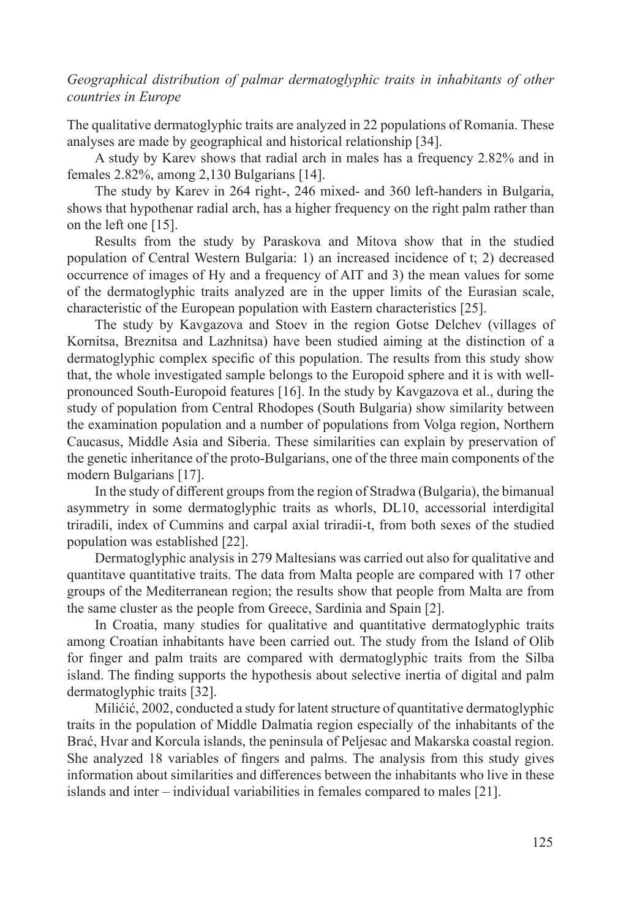*Geographical distribution of palmar dermatoglyphic traits in inhabitants of other countries in Europe*

The qualitative dermatoglyphic traits are analyzed in 22 populations of Romania. These analyses are made by geographical and historical relationship [34].

A study by Karev shows that radial arch in males has a frequency 2.82% and in females 2.82%, among 2,130 Bulgarians [14].

The study by Karev in 264 right-, 246 mixed- and 360 left-handers in Bulgaria, shows that hypothenar radial arch, has a higher frequency on the right palm rather than on the left one [15].

Results from the study by Paraskova and Mitova show that in the studied population of Central Western Bulgaria: 1) an increased incidence of t; 2) decreased occurrence of images of Hy and a frequency of AIT and 3) the mean values for some of the dermatoglyphic traits analyzed are in the upper limits of the Eurasian scale, characteristic of the European population with Eastern characteristics [25].

The study by Kavgazova and Stoev in the region Gotse Delchev (villages of Kornitsa, Breznitsa and Lazhnitsa) have been studied aiming at the distinction of a dermatoglyphic complex specific of this population. The results from this study show that, the whole investigated sample belongs to the Europoid sphere and it is with well-pronounced South-Europoid features [16]. In the study by Kavgazova et al., during the study of population from Central Rhodopes (South Bulgaria) show similarity between the examination population and a number of populations from Volga region, Northern Caucasus, Middle Asia and Siberia. These similarities can explain by preservation of the genetic inheritance of the proto-Bulgarians, one of the three main components of the modern Bulgarians [17].

In the study of different groups from the region of Stradwa (Bulgaria), the bimanual asymmetry in some dermatoglyphic traits as whorls, DL10, accessorial interdigital triradili, index of Cummins and carpal axial triradii-t, from both sexes of the studied population was established [22].

Dermatoglyphic analysis in 279 Maltesians was carried out also for qualitative and quantitave quantitative traits. The data from Malta people are compared with 17 other groups of the Mediterranean region; the results show that people from Malta are from the same cluster as the people from Greece, Sardinia and Spain [2].

In Croatia, many studies for qualitative and quantitative dermatoglyphic traits among Croatian inhabitants have been carried out. The study from the Island of Olib for finger and palm traits are compared with dermatoglyphic traits from the Silba island. The finding supports the hypothesis about selective inertia of digital and palm dermatoglyphic traits [32].

Milićić, 2002, conducted a study for latent structure of quantitative dermatoglyphic traits in the population of Middle Dalmatia region especially of the inhabitants of the Brać, Hvar and Korcula islands, the peninsula of Peljesac and Makarska coastal region. She analyzed 18 variables of fingers and palms. The analysis from this study gives information about similarities and differences between the inhabitants who live in these islands and inter – individual variabilities in females compared to males [21].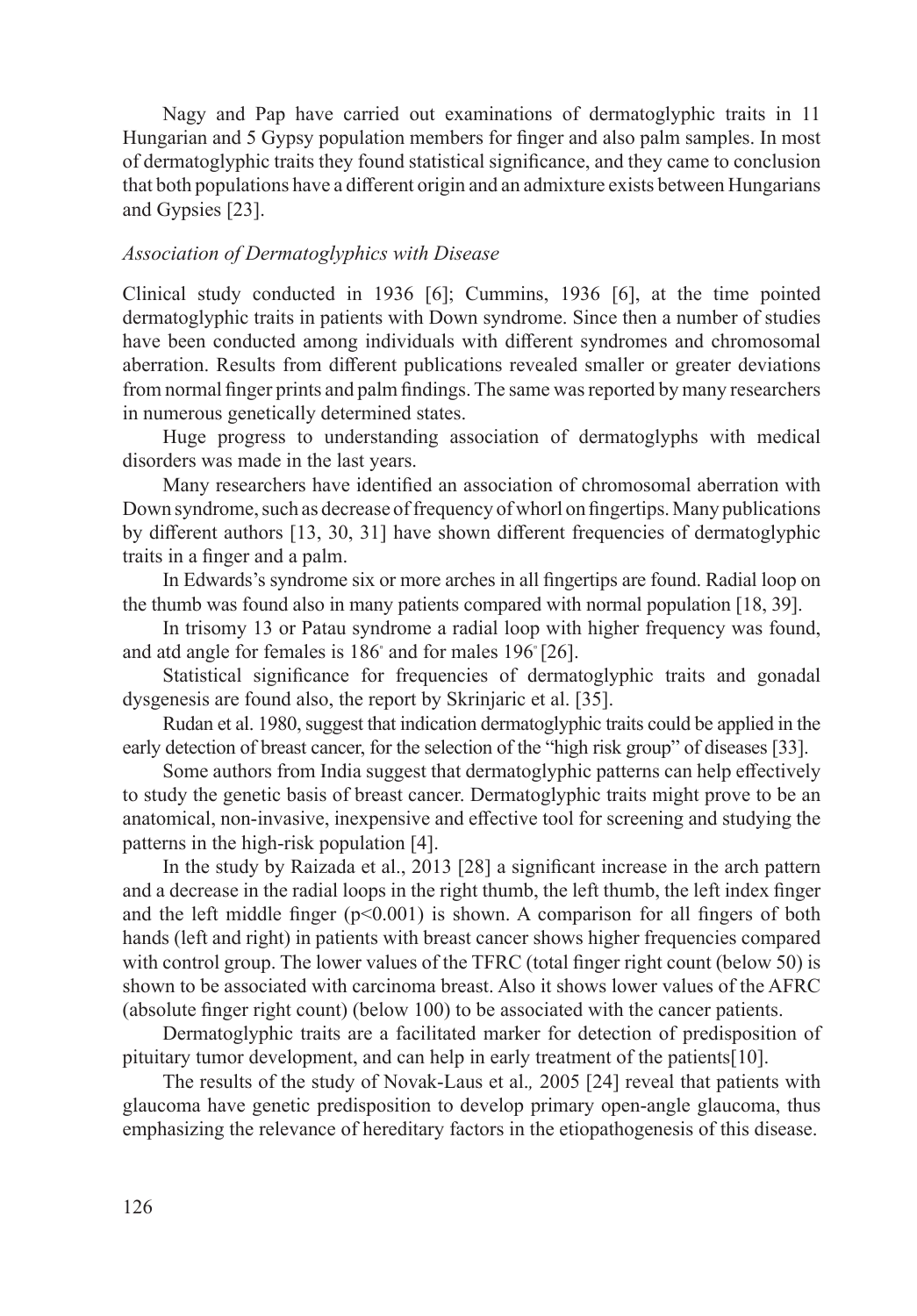Nagy and Pap have carried out examinations of dermatoglyphic traits in 11 Hungarian and 5 Gypsy population members for finger and also palm samples. In most of dermatoglyphic traits they found statistical significance, and they came to conclusion that both populations have a different origin and an admixture exists between Hungarians and Gypsies [23].

### *Association of Dermatoglyphics with Disease*

Clinical study conducted in 1936 [6]; Cummins, 1936 [6], at the time pointed dermatoglyphic traits in patients with Down syndrome. Since then a number of studies have been conducted among individuals with different syndromes and chromosomal aberration. Results from different publications revealed smaller or greater deviations from normal finger prints and palm findings. The same was reported by many researchers in numerous genetically determined states.

Huge progress to understanding association of dermatoglyphs with medical disorders was made in the last years.

Many researchers have identified an association of chromosomal aberration with Down syndrome, such as decrease of frequency of whorl on fingertips. Many publications by different authors [13, 30, 31] have shown different frequencies of dermatoglyphic traits in a finger and a palm.

In Edwards's syndrome six or more arches in all fingertips are found. Radial loop on the thumb was found also in many patients compared with normal population [18, 39].

In trisomy 13 or Patau syndrome a radial loop with higher frequency was found, and atd angle for females is $186^{\circ}$ and for males $196^{\circ}$ [26].

Statistical significance for frequencies of dermatoglyphic traits and gonadal dysgenesis are found also, the report by Skrinjaric et al. [35].

Rudan et al. 1980, suggest that indication dermatoglyphic traits could be applied in the early detection of breast cancer, for the selection of the "high risk group" of diseases [33].

Some authors from India suggest that dermatoglyphic patterns can help effectively to study the genetic basis of breast cancer. Dermatoglyphic traits might prove to be an anatomical, non-invasive, inexpensive and effective tool for screening and studying the patterns in the high-risk population [4].

In the study by Raizada et al., 2013 [28] a significant increase in the arch pattern and a decrease in the radial loops in the right thumb, the left thumb, the left index finger and the left middle finger ($p<0.001$) is shown. A comparison for all fingers of both hands (left and right) in patients with breast cancer shows higher frequencies compared with control group. The lower values of the TFRC (total finger right count (below 50) is shown to be associated with carcinoma breast. Also it shows lower values of the AFRC (absolute finger right count) (below 100) to be associated with the cancer patients.

Dermatoglyphic traits are a facilitated marker for detection of predisposition of pituitary tumor development, and can help in early treatment of the patients[10].

The results of the study of Novak-Laus et al*.,* 2005 [24] reveal that patients with glaucoma have genetic predisposition to develop primary open-angle glaucoma, thus emphasizing the relevance of hereditary factors in the etiopathogenesis of this disease.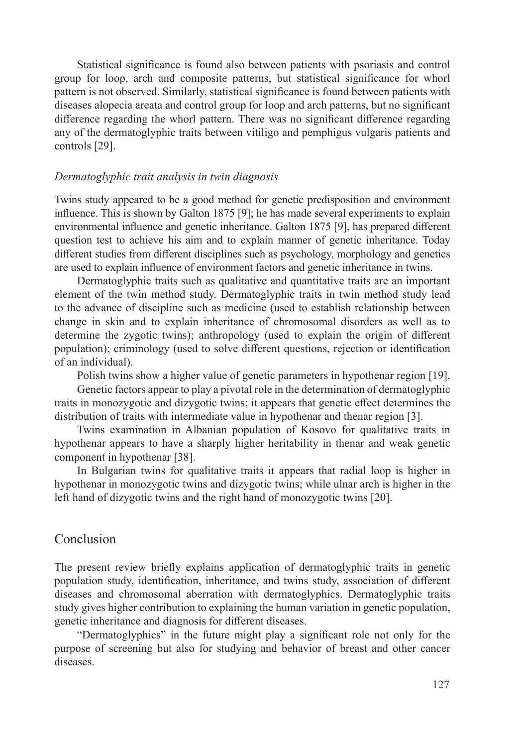Statistical significance is found also between patients with psoriasis and control group for loop, arch and composite patterns, but statistical significance for whorl pattern is not observed. Similarly, statistical significance is found between patients with diseases alopecia areata and control group for loop and arch patterns, but no significant difference regarding the whorl pattern. There was no significant difference regarding any of the dermatoglyphic traits between vitiligo and pemphigus vulgaris patients and controls [29].

### *Dermatoglyphic trait analysis in twin diagnosis*

Twins study appeared to be a good method for genetic predisposition and environment influence. This is shown by Galton 1875 [9]; he has made several experiments to explain environmental influence and genetic inheritance. Galton 1875 [9], has prepared different question test to achieve his aim and to explain manner of genetic inheritance. Today different studies from different disciplines such as psychology, morphology and genetics are used to explain influence of environment factors and genetic inheritance in twins.

Dermatoglyphic traits such as qualitative and quantitative traits are an important element of the twin method study. Dermatoglyphic traits in twin method study lead to the advance of discipline such as medicine (used to establish relationship between change in skin and to explain inheritance of chromosomal disorders as well as to determine the zygotic twins); anthropology (used to explain the origin of different population); criminology (used to solve different questions, rejection or identification of an individual).

Polish twins show a higher value of genetic parameters in hypothenar region [19].

Genetic factors appear to play a pivotal role in the determination of dermatoglyphic traits in monozygotic and dizygotic twins; it appears that genetic effect determines the distribution of traits with intermediate value in hypothenar and thenar region [3].

Twins examination in Albanian population of Kosovo for qualitative traits in hypothenar appears to have a sharply higher heritability in thenar and weak genetic component in hypothenar [38].

In Bulgarian twins for qualitative traits it appears that radial loop is higher in hypothenar in monozygotic twins and dizygotic twins; while ulnar arch is higher in the left hand of dizygotic twins and the right hand of monozygotic twins [20].

## Conclusion

The present review briefly explains application of dermatoglyphic traits in genetic population study, identification, inheritance, and twins study, association of different diseases and chromosomal aberration with dermatoglyphics. Dermatoglyphic traits study gives higher contribution to explaining the human variation in genetic population, genetic inheritance and diagnosis for different diseases.

"Dermatoglyphics" in the future might play a significant role not only for the purpose of screening but also for studying and behavior of breast and other cancer diseases.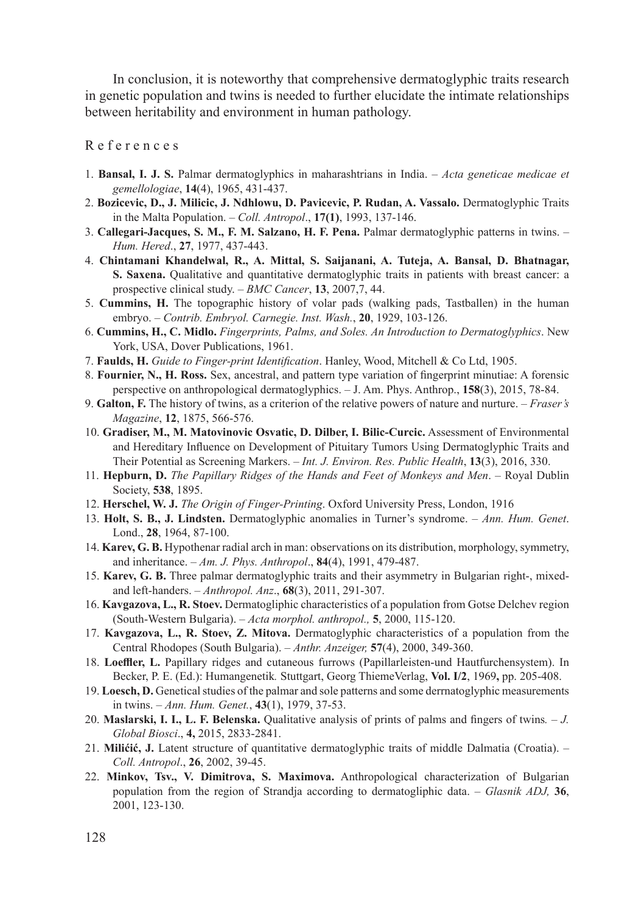In conclusion, it is noteworthy that comprehensive dermatoglyphic traits research in genetic population and twins is needed to further elucidate the intimate relationships between heritability and environment in human pathology.

## References

1. **Bansal, I. J. S.** Palmar dermatoglyphics in maharashtrians in India. – *Acta geneticae medicae et gemellologiae*, **14**(4), 1965, 431-437.
2. **Bozicevic, D., J. Milicic, J. Ndhlowu, D. Pavicevic, P. Rudan, A. Vassalo.** Dermatoglyphic Traits in the Malta Population. – *Coll. Antropol*., **17(1)**, 1993, 137-146.
3. **Callegari-Jacques, S. M., F. M. Salzano, H. F. Pena.** Palmar dermatoglyphic patterns in twins. – *Hum. Hered*., **27**, 1977, 437-443.
4. **Chintamani Khandelwal, R., A. Mittal, S. Saijanani, A. Tuteja, A. Bansal, D. Bhatnagar, S. Saxena.** Qualitative and quantitative dermatoglyphic traits in patients with breast cancer: a prospective clinical study. – *BMC Cancer*, **13**, 2007,7, 44.
5. **Cummins, H.** The topographic history of volar pads (walking pads, Tastballen) in the human embryo. – *Contrib. Embryol. Carnegie. Inst. Wash.*, **20**, 1929, 103-126.
6. **Cummins, H., C. Midlo.** *Fingerprints, Palms, and Soles. An Introduction to Dermatoglyphics*. New York, USA, Dover Publications, 1961.
7. **Faulds, H.** *Guide to Finger-print Identification*. Hanley, Wood, Mitchell & Co Ltd, 1905.
8. **Fournier, N., H. Ross.** Sex, ancestral, and pattern type variation of fingerprint minutiae: A forensic perspective on anthropological dermatoglyphics. – J. Am. Phys. Anthrop., **158**(3), 2015, 78-84.
9. **Galton, F.** The history of twins, as a criterion of the relative powers of nature and nurture. – *Fraser's Magazine*, **12**, 1875, 566-576.
10. **Gradiser, M., M. Matovinovic Osvatic, D. Dilber, I. Bilic-Curcic.** Assessment of Environmental and Hereditary Influence on Development of Pituitary Tumors Using Dermatoglyphic Traits and Their Potential as Screening Markers. – *Int. J. Environ. Res. Public Health*, **13**(3), 2016, 330.
11. **Hepburn, D.** *The Papillary Ridges of the Hands and Feet of Monkeys and Men*. – Royal Dublin Society, **538**, 1895.
12. **Herschel, W. J.** *The Origin of Finger-Printing*. Oxford University Press, London, 1916
13. **Holt, S. B., J. Lindsten.** Dermatoglyphic anomalies in Turner's syndrome. – *Ann. Hum. Genet*. Lond., **28**, 1964, 87-100.
14. **Karev, G. B.** Hypothenar radial arch in man: observations on its distribution, morphology, symmetry, and inheritance. – *Am. J. Phys. Anthropol*., **84**(4), 1991, 479-487.
15. **Karev, G. B.** Three palmar dermatoglyphic traits and their asymmetry in Bulgarian right-, mixed- and left-handers. – *Anthropol. Anz*., **68**(3), 2011, 291-307.
16. **Kavgazova, L., R. Stoev.** Dermatogliphic characteristics of a population from Gotse Delchev region (South-Western Bulgaria). – *Acta morphol. anthropol.,* **5**, 2000, 115-120.
17. **Kavgazova, L., R. Stoev, Z. Mitova.** Dermatoglyphic characteristics of a population from the Central Rhodopes (South Bulgaria). – *Anthr. Anzeiger,* **57**(4), 2000, 349-360.
18. **Loeffler, L.** Papillary ridges and cutaneous furrows (Papillarleisten-und Hautfurchensystem). In Becker, P. E. (Ed.): Humangenetik*.* Stuttgart, Georg ThiemeVerlag, **Vol. I/2**, 1969**,** pp. 205-408.
19. **Loesch, D.** Genetical studies of the palmar and sole patterns and some derrnatoglyphic measurements in twins. – *Ann. Hum. Genet.*, **43**(1), 1979, 37-53.
20. **Maslarski, I. I., L. F. Belenska.** Qualitative analysis of prints of palms and fingers of twins*.* – *J. Global Biosci*., **4,** 2015, 2833-2841.
21. **Milićić, J.** Latent structure of quantitative dermatoglyphic traits of middle Dalmatia (Croatia). – *Coll. Antropol*., **26**, 2002, 39-45.
22. **Minkov, Tsv., V. Dimitrova, S. Maximova.** Anthropological characterization of Bulgarian population from the region of Strandja according to dermatogliphic data. – *Glasnik ADJ,* **36**, 2001, 123-130.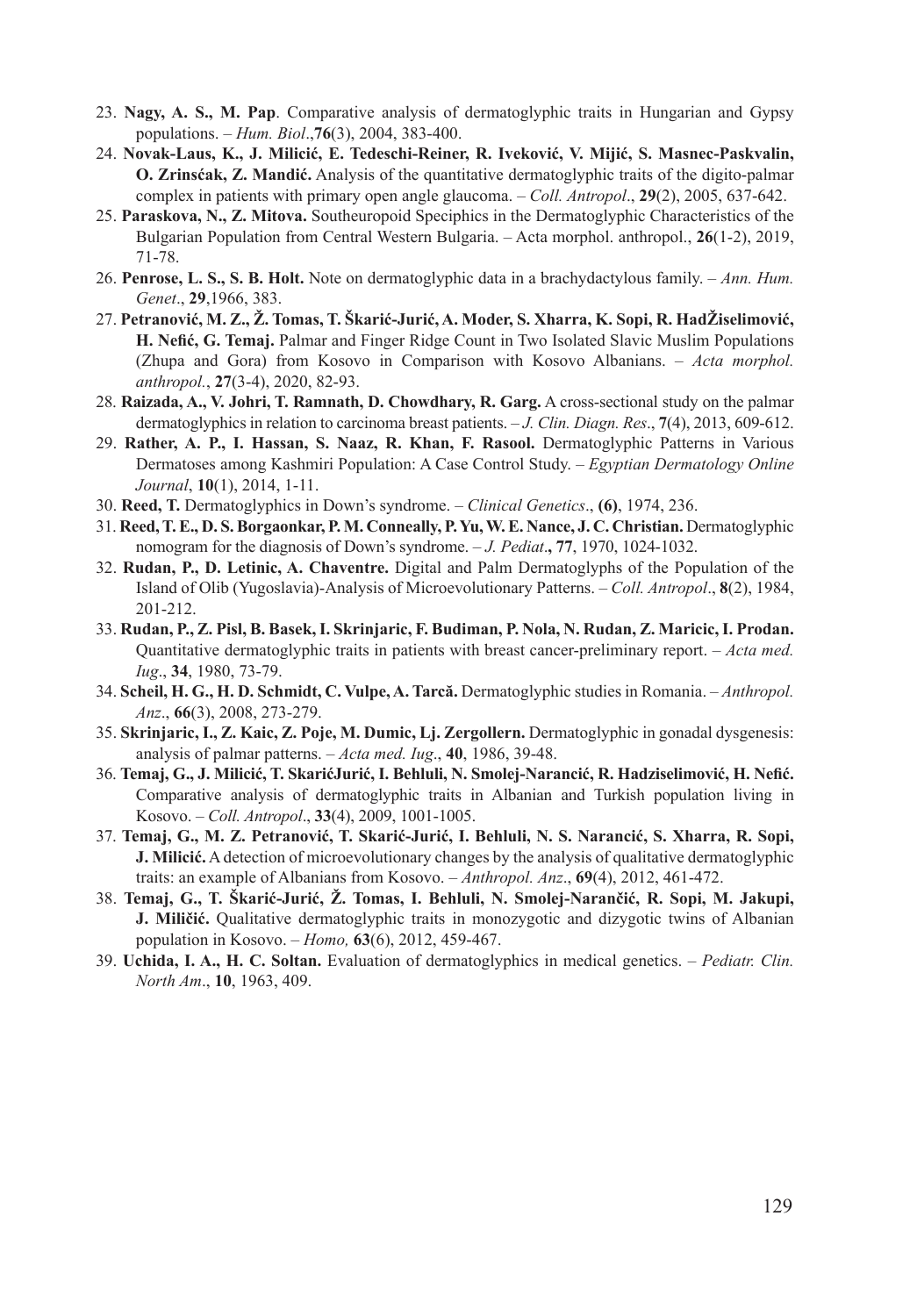23. **Nagy, A. S., M. Pap**. Comparative analysis of dermatoglyphic traits in Hungarian and Gypsy populations. – *Hum. Biol*.,**76**(3), 2004, 383-400.
24. **Novak-Laus, K., J. Milicić, E. Tedeschi-Reiner, R. Iveković, V. Mijić, S. Masnec-Paskvalin, O. Zrinsćak, Z. Mandić.** Analysis of the quantitative dermatoglyphic traits of the digito-palmar complex in patients with primary open angle glaucoma. – *Coll. Antropol*., **29**(2), 2005, 637-642.
25. **Paraskova, N., Z. Mitova.** Southeuropoid Speciphics in the Dermatoglyphic Characteristics of the Bulgarian Population from Central Western Bulgaria. – Acta morphol. anthropol., **26**(1-2), 2019, 71-78.
26. **Penrose, L. S., S. B. Holt.** Note on dermatoglyphic data in a brachydactylous family. – *Ann. Hum. Genet*., **29**,1966, 383.
27. **Petranović, M. Z., Ž. Tomas, T. Škarić-Jurić, A. Moder, S. Xharra, K. Sopi, R. HadŽiselimović, H. Nefić, G. Temaj.** Palmar and Finger Ridge Count in Two Isolated Slavic Muslim Populations (Zhupa and Gora) from Kosovo in Comparison with Kosovo Albanians. – *Acta morphol. anthropol.*, **27**(3-4), 2020, 82-93.
28. **Raizada, A., V. Johri, T. Ramnath, D. Chowdhary, R. Garg.** A cross-sectional study on the palmar dermatoglyphics in relation to carcinoma breast patients. – *J. Clin. Diagn. Res*., **7**(4), 2013, 609-612.
29. **Rather, A. P., I. Hassan, S. Naaz, R. Khan, F. Rasool.** Dermatoglyphic Patterns in Various Dermatoses among Kashmiri Population: A Case Control Study. – *Egyptian Dermatology Online Journal*, **10**(1), 2014, 1-11.
30. **Reed, T.** Dermatoglyphics in Down's syndrome. – *Clinical Genetics*., **(6)**, 1974, 236.
31. **Reed, T. E., D. S. Borgaonkar, P. M. Conneally, P. Yu, W. E. Nance, J. C. Christian.** Dermatoglyphic nomogram for the diagnosis of Down's syndrome. – *J. Pediat*.**,** **77**, 1970, 1024-1032.
32. **Rudan, P., D. Letinic, A. Chaventre.** Digital and Palm Dermatoglyphs of the Population of the Island of Olib (Yugoslavia)-Analysis of Microevolutionary Patterns. – *Coll. Antropol*., **8**(2), 1984, 201-212.
33. **Rudan, P., Z. Pisl, B. Basek, I. Skrinjaric, F. Budiman, P. Nola, N. Rudan, Z. Maricic, I. Prodan.** Quantitative dermatoglyphic traits in patients with breast cancer-preliminary report. – *Acta med. Iug*., **34**, 1980, 73-79.
34. **Scheil, H. G., H. D. Schmidt, C. Vulpe, A. Tarcă.** Dermatoglyphic studies in Romania. – *Anthropol. Anz*., **66**(3), 2008, 273-279.
35. **Skrinjaric, I., Z. Kaic, Z. Poje, M. Dumic, Lj. Zergollern.** Dermatoglyphic in gonadal dysgenesis: analysis of palmar patterns. – *Acta med. Iug*., **40**, 1986, 39-48.
36. **Temaj, G., J. Milicić, T. SkarićJurić, I. Behluli, N. Smolej-Narancić, R. Hadziselimović, H. Nefić.** Comparative analysis of dermatoglyphic traits in Albanian and Turkish population living in Kosovo. – *Coll. Antropol*., **33**(4), 2009, 1001-1005.
37. **Temaj, G., M. Z. Petranović, T. Skarić-Jurić, I. Behluli, N. S. Narancić, S. Xharra, R. Sopi, J. Milicić.** A detection of microevolutionary changes by the analysis of qualitative dermatoglyphic traits: an example of Albanians from Kosovo. – *Anthropol. Anz*., **69**(4), 2012, 461-472.
38. **Temaj, G., T. Škarić-Jurić, Ž. Tomas, I. Behluli, N. Smolej-Narančić, R. Sopi, M. Jakupi, J. Miličić.** Qualitative dermatoglyphic traits in monozygotic and dizygotic twins of Albanian population in Kosovo. – *Homo,* **63**(6), 2012, 459-467.
39. **Uchida, I. A., H. C. Soltan.** Evaluation of dermatoglyphics in medical genetics. – *Pediatr. Clin. North Am*., **10**, 1963, 409.